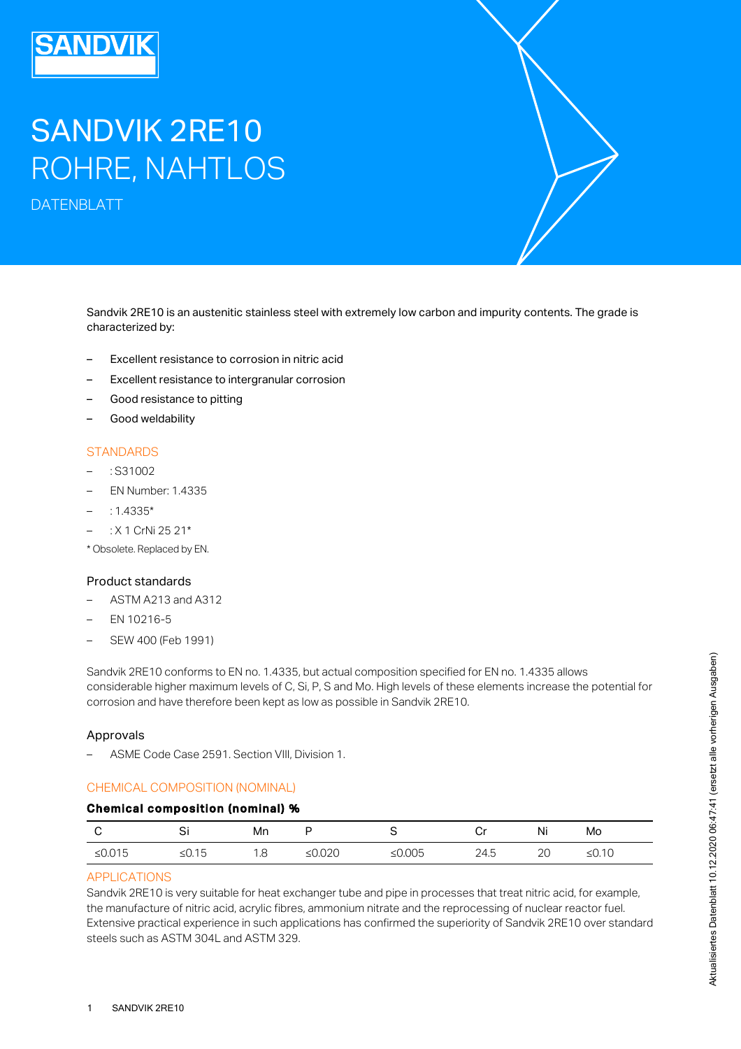# SANDVIK 2RE10
# ROHRE, NAHTLOS

DATENBLATT

Sandvik 2RE10 is an austenitic stainless steel with extremely low carbon and impurity contents. The grade is characterized by:

- Excellent resistance to corrosion in nitric acid
- Excellent resistance to intergranular corrosion
- Good resistance to pitting
- Good weldability

## STANDARDS

- : S31002
- EN Number: 1.4335
- : 1.4335*
- : X 1 CrNi 25 21*

\* Obsolete. Replaced by EN.

### Product standards

- ASTM A213 and A312
- EN 10216-5
- SEW 400 (Feb 1991)

Sandvik 2RE10 conforms to EN no. 1.4335, but actual composition specified for EN no. 1.4335 allows considerable higher maximum levels of C, Si, P, S and Mo. High levels of these elements increase the potential for corrosion and have therefore been kept as low as possible in Sandvik 2RE10.

### Approvals

- ASME Code Case 2591. Section VIII, Division 1.

## CHEMICAL COMPOSITION (NOMINAL)

**Chemical composition (nominal) %**

| C | Si | Mn | P | S | Cr | Ni | Mo |
|---|---|---|---|---|---|---|---|
| ≤0.015 | ≤0.15 | 1.8 | ≤0.020 | ≤0.005 | 24.5 | 20 | ≤0.10 |

## APPLICATIONS

Sandvik 2RE10 is very suitable for heat exchanger tube and pipe in processes that treat nitric acid, for example, the manufacture of nitric acid, acrylic fibres, ammonium nitrate and the reprocessing of nuclear reactor fuel. Extensive practical experience in such applications has confirmed the superiority of Sandvik 2RE10 over standard steels such as ASTM 304L and ASTM 329.

Aktualisiertes Datenblatt 10.12.2020 06:47:41 (ersetzt alle vorherigen Ausgaben)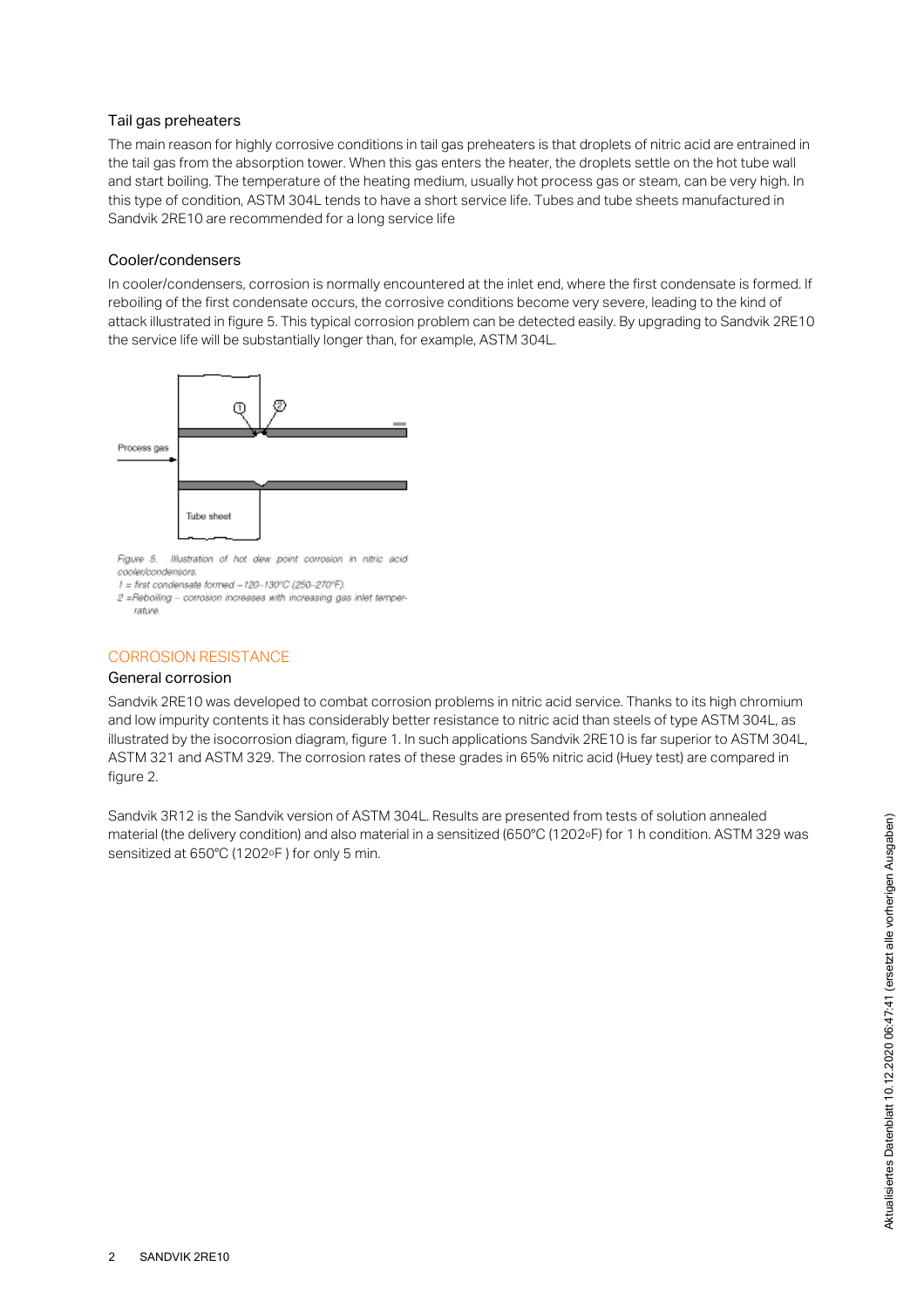### Tail gas preheaters

The main reason for highly corrosive conditions in tail gas preheaters is that droplets of nitric acid are entrained in the tail gas from the absorption tower. When this gas enters the heater, the droplets settle on the hot tube wall and start boiling. The temperature of the heating medium, usually hot process gas or steam, can be very high. In this type of condition, ASTM 304L tends to have a short service life. Tubes and tube sheets manufactured in Sandvik 2RE10 are recommended for a long service life

### Cooler/condensers

In cooler/condensers, corrosion is normally encountered at the inlet end, where the first condensate is formed. If reboiling of the first condensate occurs, the corrosive conditions become very severe, leading to the kind of attack illustrated in figure 5. This typical corrosion problem can be detected easily. By upgrading to Sandvik 2RE10 the service life will be substantially longer than, for example, ASTM 304L.

*Figure 5. Illustration of hot dew point corrosion in nitric acid cooler/condensors.*
*1 = first condensate formed – 120–130°C (250–270°F).*
*2 = Reboiling – corrosion increases with increasing gas inlet temperature.*

## CORROSION RESISTANCE

### General corrosion

Sandvik 2RE10 was developed to combat corrosion problems in nitric acid service. Thanks to its high chromium and low impurity contents it has considerably better resistance to nitric acid than steels of type ASTM 304L, as illustrated by the isocorrosion diagram, figure 1. In such applications Sandvik 2RE10 is far superior to ASTM 304L, ASTM 321 and ASTM 329. The corrosion rates of these grades in 65% nitric acid (Huey test) are compared in figure 2.

Sandvik 3R12 is the Sandvik version of ASTM 304L. Results are presented from tests of solution annealed material (the delivery condition) and also material in a sensitized (650°C (1202°F) for 1 h condition. ASTM 329 was sensitized at 650°C (1202°F ) for only 5 min.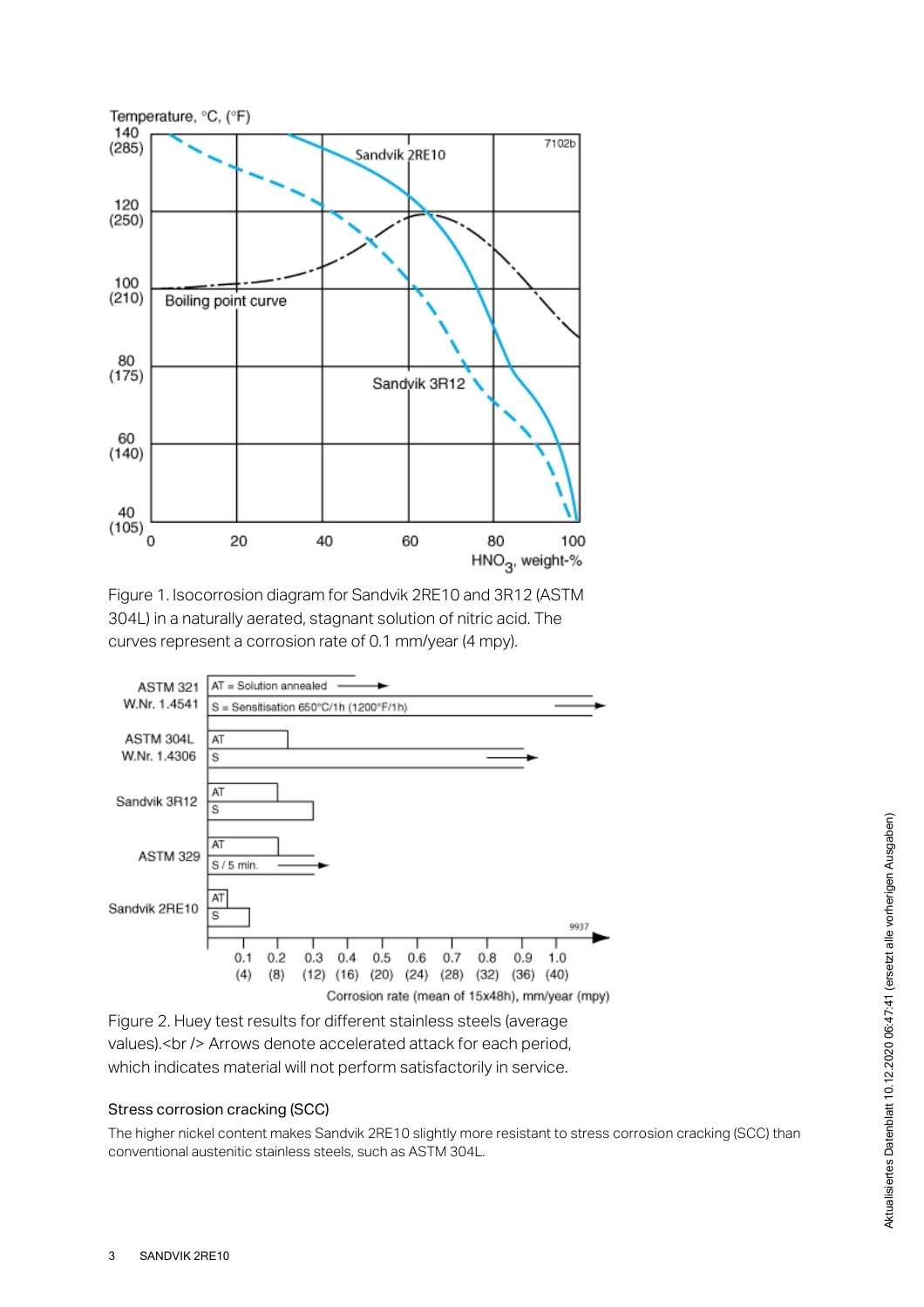Figure 1. Isocorrosion diagram for Sandvik 2RE10 and 3R12 (ASTM 304L) in a naturally aerated, stagnant solution of nitric acid. The curves represent a corrosion rate of 0.1 mm/year (4 mpy).

Figure 2. Huey test results for different stainless steels (average values).<br /> Arrows denote accelerated attack for each period, which indicates material will not perform satisfactorily in service.

### Stress corrosion cracking (SCC)

The higher nickel content makes Sandvik 2RE10 slightly more resistant to stress corrosion cracking (SCC) than conventional austenitic stainless steels, such as ASTM 304L.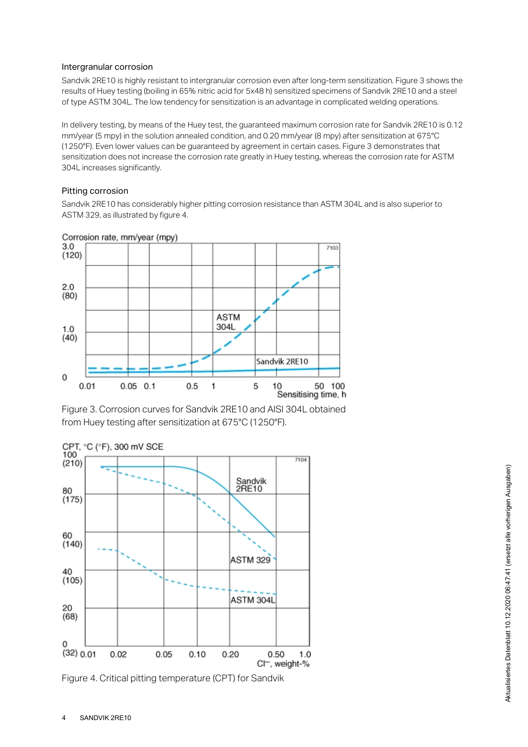### Intergranular corrosion

Sandvik 2RE10 is highly resistant to intergranular corrosion even after long-term sensitization. Figure 3 shows the results of Huey testing (boiling in 65% nitric acid for 5x48 h) sensitized specimens of Sandvik 2RE10 and a steel of type ASTM 304L. The low tendency for sensitization is an advantage in complicated welding operations.

In delivery testing, by means of the Huey test, the guaranteed maximum corrosion rate for Sandvik 2RE10 is 0.12 mm/year (5 mpy) in the solution annealed condition, and 0.20 mm/year (8 mpy) after sensitization at 675°C (1250°F). Even lower values can be guaranteed by agreement in certain cases. Figure 3 demonstrates that sensitization does not increase the corrosion rate greatly in Huey testing, whereas the corrosion rate for ASTM 304L increases significantly.

### Pitting corrosion

Sandvik 2RE10 has considerably higher pitting corrosion resistance than ASTM 304L and is also superior to ASTM 329, as illustrated by figure 4.

Figure 3. Corrosion curves for Sandvik 2RE10 and AISI 304L obtained from Huey testing after sensitization at 675°C (1250°F).

Figure 4. Critical pitting temperature (CPT) for Sandvik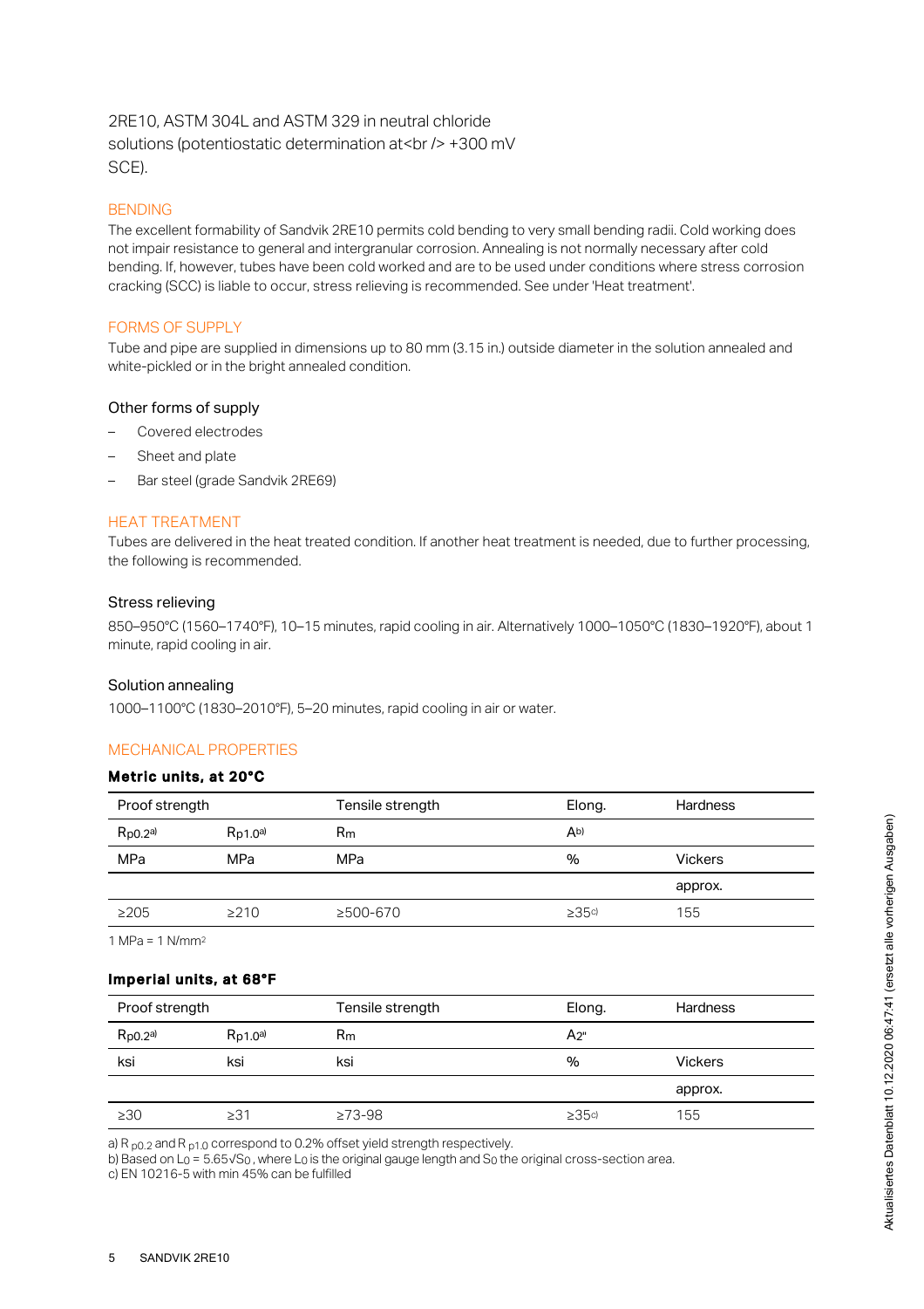2RE10, ASTM 304L and ASTM 329 in neutral chloride solutions (potentiostatic determination at<br /> +300 mV SCE).

## BENDING

The excellent formability of Sandvik 2RE10 permits cold bending to very small bending radii. Cold working does not impair resistance to general and intergranular corrosion. Annealing is not normally necessary after cold bending. If, however, tubes have been cold worked and are to be used under conditions where stress corrosion cracking (SCC) is liable to occur, stress relieving is recommended. See under 'Heat treatment'.

## FORMS OF SUPPLY

Tube and pipe are supplied in dimensions up to 80 mm (3.15 in.) outside diameter in the solution annealed and white-pickled or in the bright annealed condition.

### Other forms of supply

- Covered electrodes
- Sheet and plate
- Bar steel (grade Sandvik 2RE69)

## HEAT TREATMENT

Tubes are delivered in the heat treated condition. If another heat treatment is needed, due to further processing, the following is recommended.

### Stress relieving

850–950°C (1560–1740°F), 10–15 minutes, rapid cooling in air. Alternatively 1000–1050°C (1830–1920°F), about 1 minute, rapid cooling in air.

### Solution annealing

1000–1100°C (1830–2010°F), 5–20 minutes, rapid cooling in air or water.

## MECHANICAL PROPERTIES

**Metric units, at 20°C**

| Proof strength | | Tensile strength | Elong. | Hardness |
|---|---|---|---|---|
| $R_{p0.2}$[a] | $R_{p1.0}$[a] | $R_m$ | A[b] | |
| MPa | MPa | MPa | % | Vickers |
| | | | | approx. |
| ≥205 | ≥210 | ≥500-670 | ≥35[c] | 155 |

1 MPa = 1 N/mm$^2$

**Imperial units, at 68°F**

| Proof strength | | Tensile strength | Elong. | Hardness |
|---|---|---|---|---|
| $R_{p0.2}$[a] | $R_{p1.0}$[a] | $R_m$ | $A_{2"}$ | |
| ksi | ksi | ksi | % | Vickers |
| | | | | approx. |
| ≥30 | ≥31 | ≥73-98 | ≥35[c] | 155 |

a) $R_{p0.2}$ and $R_{p1.0}$ correspond to 0.2% offset yield strength respectively.
b) Based on $L_0 = 5.65\sqrt{S_0}$, where $L_0$ is the original gauge length and $S_0$ the original cross-section area.
c) EN 10216-5 with min 45% can be fulfilled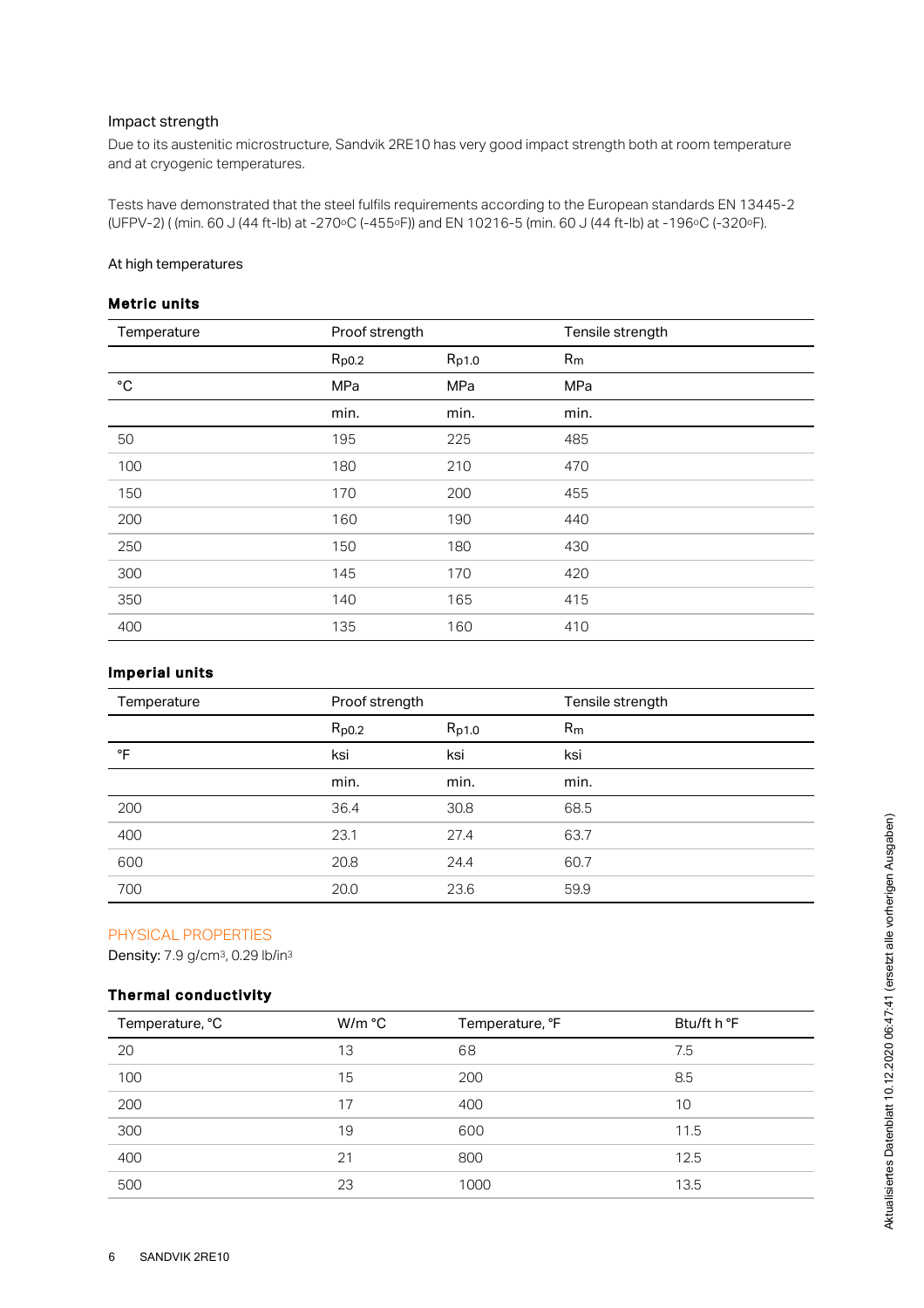### Impact strength

Due to its austenitic microstructure, Sandvik 2RE10 has very good impact strength both at room temperature and at cryogenic temperatures.

Tests have demonstrated that the steel fulfils requirements according to the European standards EN 13445-2 (UFPV-2) ( (min. 60 J (44 ft-lb) at -270°C (-455°F)) and EN 10216-5 (min. 60 J (44 ft-lb) at -196°C (-320°F).

At high temperatures

**Metric units**

| Temperature | Proof strength | | Tensile strength |
|---|---|---|---|
| | $R_{p0.2}$ | $R_{p1.0}$ | $R_m$ |
| °C | MPa | MPa | MPa |
| | min. | min. | min. |
| 50 | 195 | 225 | 485 |
| 100 | 180 | 210 | 470 |
| 150 | 170 | 200 | 455 |
| 200 | 160 | 190 | 440 |
| 250 | 150 | 180 | 430 |
| 300 | 145 | 170 | 420 |
| 350 | 140 | 165 | 415 |
| 400 | 135 | 160 | 410 |

**Imperial units**

| Temperature | Proof strength | | Tensile strength |
|---|---|---|---|
| | $R_{p0.2}$ | $R_{p1.0}$ | $R_m$ |
| °F | ksi | ksi | ksi |
| | min. | min. | min. |
| 200 | 36.4 | 30.8 | 68.5 |
| 400 | 23.1 | 27.4 | 63.7 |
| 600 | 20.8 | 24.4 | 60.7 |
| 700 | 20.0 | 23.6 | 59.9 |

## PHYSICAL PROPERTIES

**Density:** 7.9 g/cm³, 0.29 lb/in³

**Thermal conductivity**

| Temperature, °C | W/m °C | Temperature, °F | Btu/ft h °F |
|---|---|---|---|
| 20 | 13 | 68 | 7.5 |
| 100 | 15 | 200 | 8.5 |
| 200 | 17 | 400 | 10 |
| 300 | 19 | 600 | 11.5 |
| 400 | 21 | 800 | 12.5 |
| 500 | 23 | 1000 | 13.5 |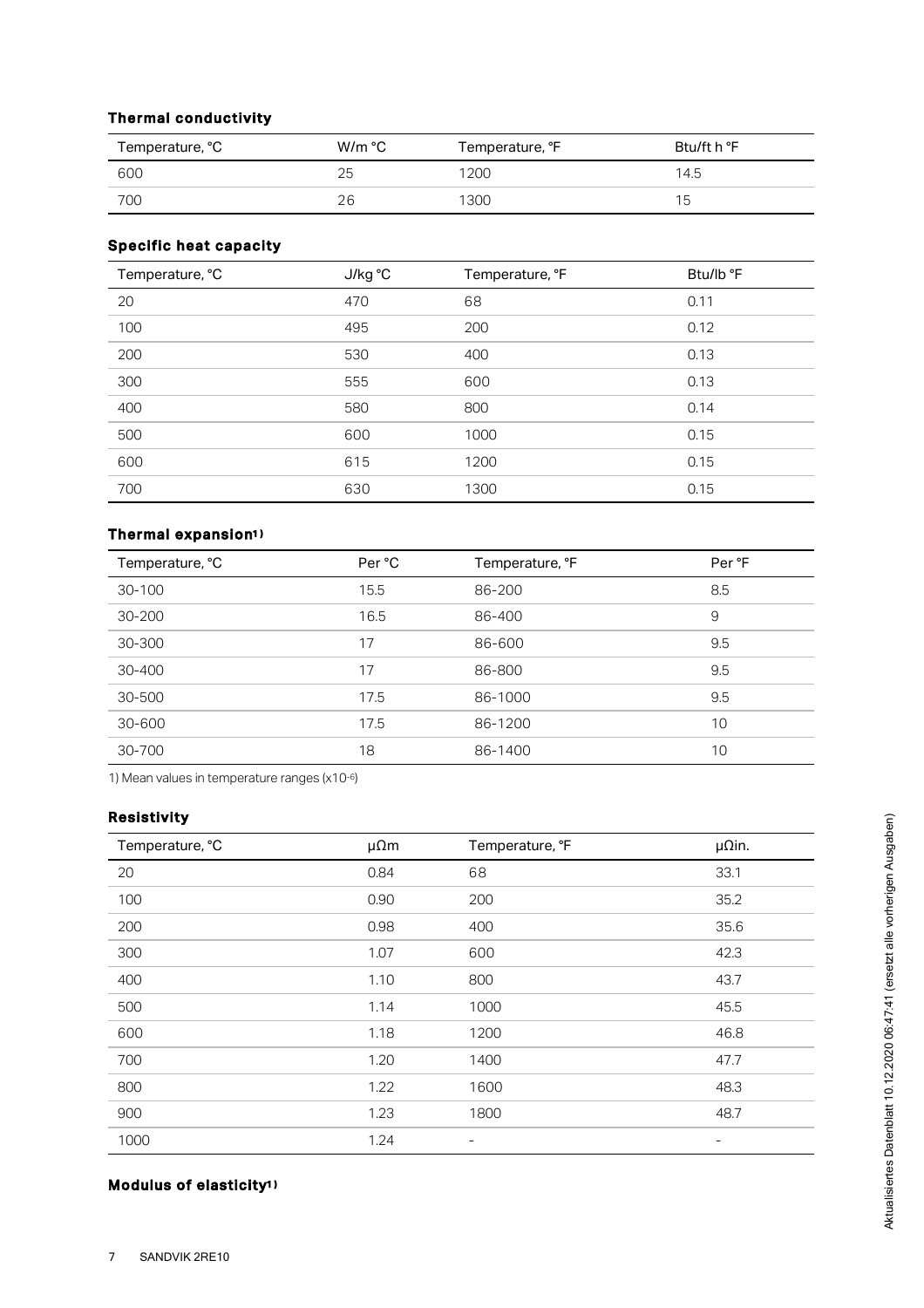### Thermal conductivity

| Temperature, °C | W/m °C | Temperature, °F | Btu/ft h °F |
|---|---|---|---|
| 600 | 25 | 1200 | 14.5 |
| 700 | 26 | 1300 | 15 |

### Specific heat capacity

| Temperature, °C | J/kg °C | Temperature, °F | Btu/lb °F |
|---|---|---|---|
| 20 | 470 | 68 | 0.11 |
| 100 | 495 | 200 | 0.12 |
| 200 | 530 | 400 | 0.13 |
| 300 | 555 | 600 | 0.13 |
| 400 | 580 | 800 | 0.14 |
| 500 | 600 | 1000 | 0.15 |
| 600 | 615 | 1200 | 0.15 |
| 700 | 630 | 1300 | 0.15 |

### Thermal expansion[1)]

| Temperature, °C | Per °C | Temperature, °F | Per °F |
|---|---|---|---|
| 30-100 | 15.5 | 86-200 | 8.5 |
| 30-200 | 16.5 | 86-400 | 9 |
| 30-300 | 17 | 86-600 | 9.5 |
| 30-400 | 17 | 86-800 | 9.5 |
| 30-500 | 17.5 | 86-1000 | 9.5 |
| 30-600 | 17.5 | 86-1200 | 10 |
| 30-700 | 18 | 86-1400 | 10 |

1) Mean values in temperature ranges ($x10^{-6}$)

### Resistivity

| Temperature, °C | μΩm | Temperature, °F | μΩin. |
|---|---|---|---|
| 20 | 0.84 | 68 | 33.1 |
| 100 | 0.90 | 200 | 35.2 |
| 200 | 0.98 | 400 | 35.6 |
| 300 | 1.07 | 600 | 42.3 |
| 400 | 1.10 | 800 | 43.7 |
| 500 | 1.14 | 1000 | 45.5 |
| 600 | 1.18 | 1200 | 46.8 |
| 700 | 1.20 | 1400 | 47.7 |
| 800 | 1.22 | 1600 | 48.3 |
| 900 | 1.23 | 1800 | 48.7 |
| 1000 | 1.24 | - | - |

### Modulus of elasticity[1)]

Aktualisiertes Datenblatt 10.12.2020 06:47:41 (ersetzt alle vorherigen Ausgaben)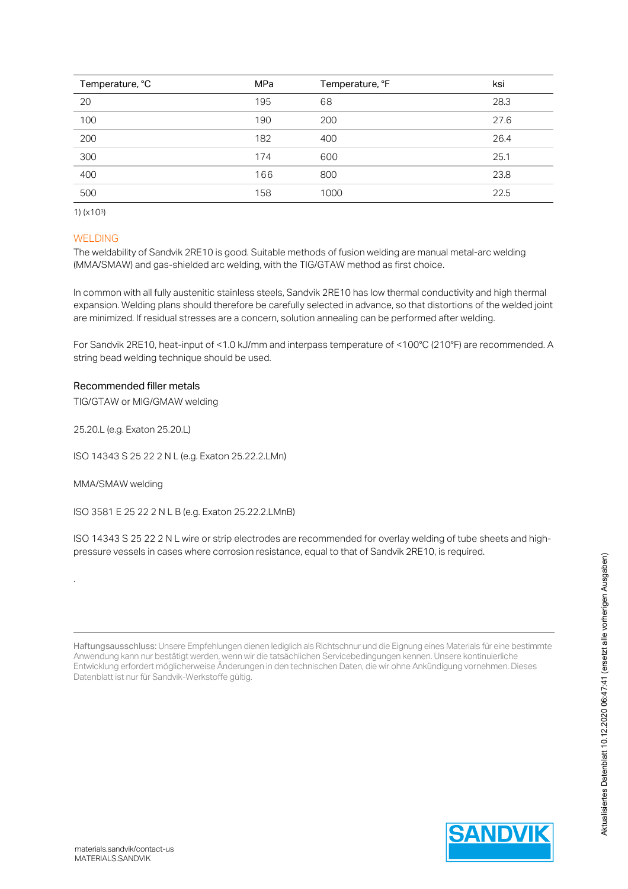| Temperature, °C | MPa | Temperature, °F | ksi |
|---|---|---|---|
| 20 | 195 | 68 | 28.3 |
| 100 | 190 | 200 | 27.6 |
| 200 | 182 | 400 | 26.4 |
| 300 | 174 | 600 | 25.1 |
| 400 | 166 | 800 | 23.8 |
| 500 | 158 | 1000 | 22.5 |

1) ($x10^3$)

## WELDING

The weldability of Sandvik 2RE10 is good. Suitable methods of fusion welding are manual metal-arc welding (MMA/SMAW) and gas-shielded arc welding, with the TIG/GTAW method as first choice.

In common with all fully austenitic stainless steels, Sandvik 2RE10 has low thermal conductivity and high thermal expansion. Welding plans should therefore be carefully selected in advance, so that distortions of the welded joint are minimized. If residual stresses are a concern, solution annealing can be performed after welding.

For Sandvik 2RE10, heat-input of <1.0 kJ/mm and interpass temperature of <100°C (210°F) are recommended. A string bead welding technique should be used.

### Recommended filler metals

TIG/GTAW or MIG/GMAW welding

25.20.L (e.g. Exaton 25.20.L)

ISO 14343 S 25 22 2 N L (e.g. Exaton 25.22.2.LMn)

MMA/SMAW welding

ISO 3581 E 25 22 2 N L B (e.g. Exaton 25.22.2.LMnB)

ISO 14343 S 25 22 2 N L wire or strip electrodes are recommended for overlay welding of tube sheets and high-pressure vessels in cases where corrosion resistance, equal to that of Sandvik 2RE10, is required.

.

Haftungsausschluss: Unsere Empfehlungen dienen lediglich als Richtschnur und die Eignung eines Materials für eine bestimmte Anwendung kann nur bestätigt werden, wenn wir die tatsächlichen Servicebedingungen kennen. Unsere kontinuierliche Entwicklung erfordert möglicherweise Änderungen in den technischen Daten, die wir ohne Ankündigung vornehmen. Dieses Datenblatt ist nur für Sandvik-Werkstoffe gültig.

materials.sandvik/contact-us
MATERIALS.SANDVIK

Aktualisiertes Datenblatt 10.12.2020 06:47:41 (ersetzt alle vorherigen Ausgaben)